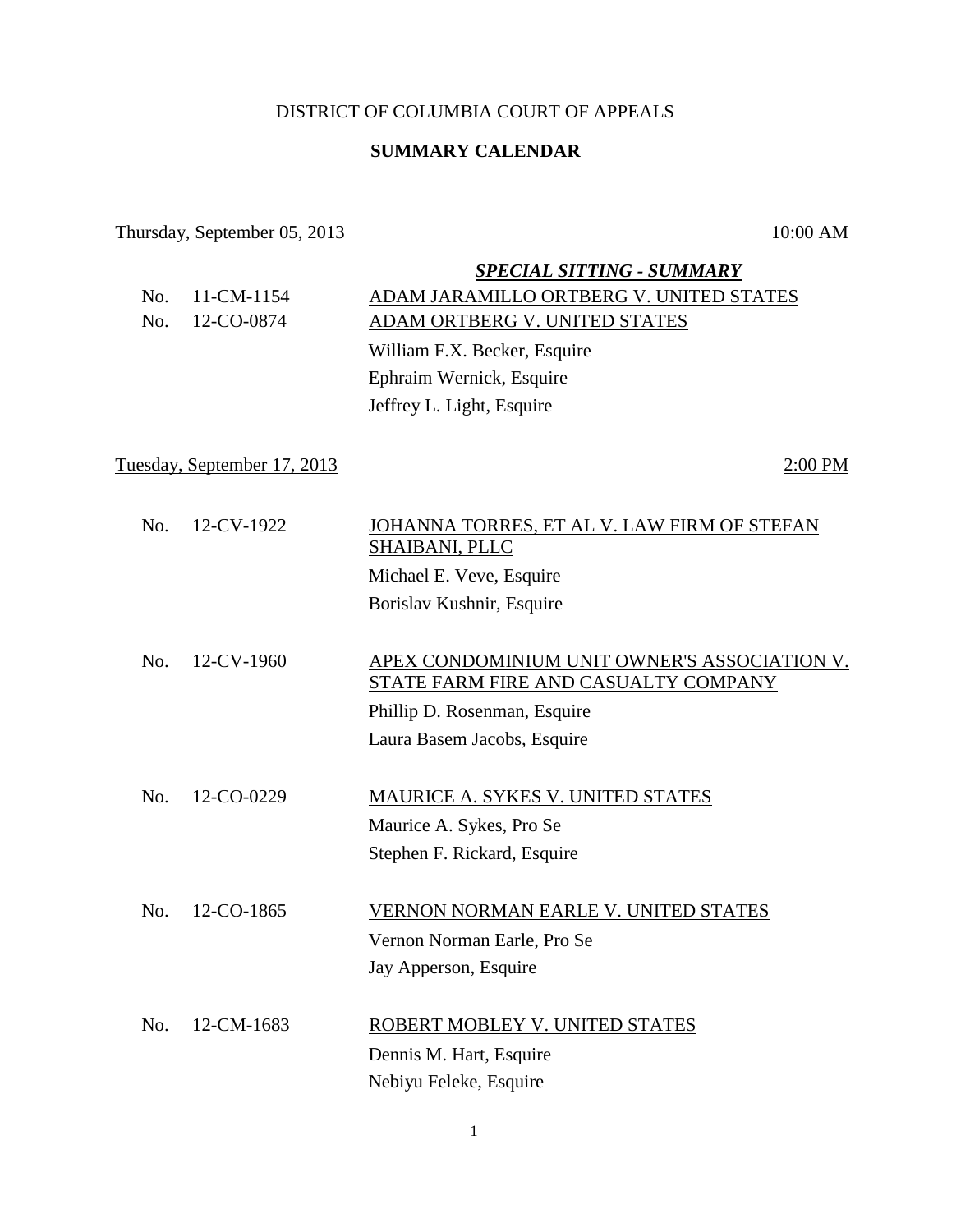# DISTRICT OF COLUMBIA COURT OF APPEALS

## SUMMARY CALENDAR

Thursday, September 05, 2013 — 10:00 AM

***SPECIAL SITTING - SUMMARY***

No. 11-CM-1154 — ADAM JARAMILLO ORTBERG V. UNITED STATES
No. 12-CO-0874 — ADAM ORTBERG V. UNITED STATES

William F.X. Becker, Esquire
Ephraim Wernick, Esquire
Jeffrey L. Light, Esquire

Tuesday, September 17, 2013 — 2:00 PM

No. 12-CV-1922 — JOHANNA TORRES, ET AL V. LAW FIRM OF STEFAN SHAIBANI, PLLC

Michael E. Veve, Esquire
Borislav Kushnir, Esquire

No. 12-CV-1960 — APEX CONDOMINIUM UNIT OWNER'S ASSOCIATION V. STATE FARM FIRE AND CASUALTY COMPANY

Phillip D. Rosenman, Esquire
Laura Basem Jacobs, Esquire

No. 12-CO-0229 — MAURICE A. SYKES V. UNITED STATES

Maurice A. Sykes, Pro Se
Stephen F. Rickard, Esquire

No. 12-CO-1865 — VERNON NORMAN EARLE V. UNITED STATES

Vernon Norman Earle, Pro Se
Jay Apperson, Esquire

No. 12-CM-1683 — ROBERT MOBLEY V. UNITED STATES

Dennis M. Hart, Esquire
Nebiyu Feleke, Esquire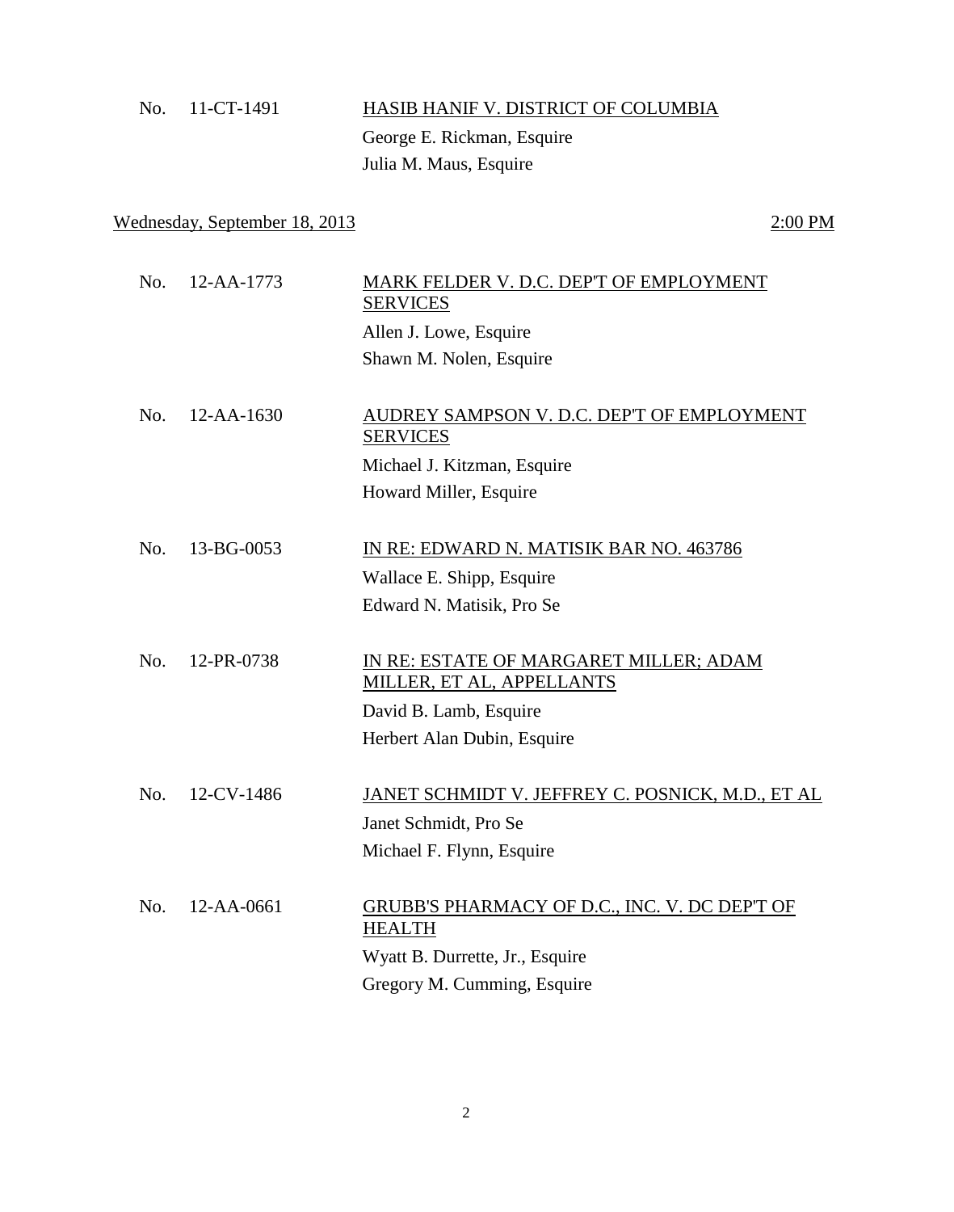No. 11-CT-1491 HASIB HANIF V. DISTRICT OF COLUMBIA
George E. Rickman, Esquire
Julia M. Maus, Esquire

Wednesday, September 18, 2013 2:00 PM

No. 12-AA-1773 MARK FELDER V. D.C. DEP'T OF EMPLOYMENT SERVICES
Allen J. Lowe, Esquire
Shawn M. Nolen, Esquire

No. 12-AA-1630 AUDREY SAMPSON V. D.C. DEP'T OF EMPLOYMENT SERVICES
Michael J. Kitzman, Esquire
Howard Miller, Esquire

No. 13-BG-0053 IN RE: EDWARD N. MATISIK BAR NO. 463786
Wallace E. Shipp, Esquire
Edward N. Matisik, Pro Se

No. 12-PR-0738 IN RE: ESTATE OF MARGARET MILLER; ADAM MILLER, ET AL, APPELLANTS
David B. Lamb, Esquire
Herbert Alan Dubin, Esquire

No. 12-CV-1486 JANET SCHMIDT V. JEFFREY C. POSNICK, M.D., ET AL
Janet Schmidt, Pro Se
Michael F. Flynn, Esquire

No. 12-AA-0661 GRUBB'S PHARMACY OF D.C., INC. V. DC DEP'T OF HEALTH
Wyatt B. Durrette, Jr., Esquire
Gregory M. Cumming, Esquire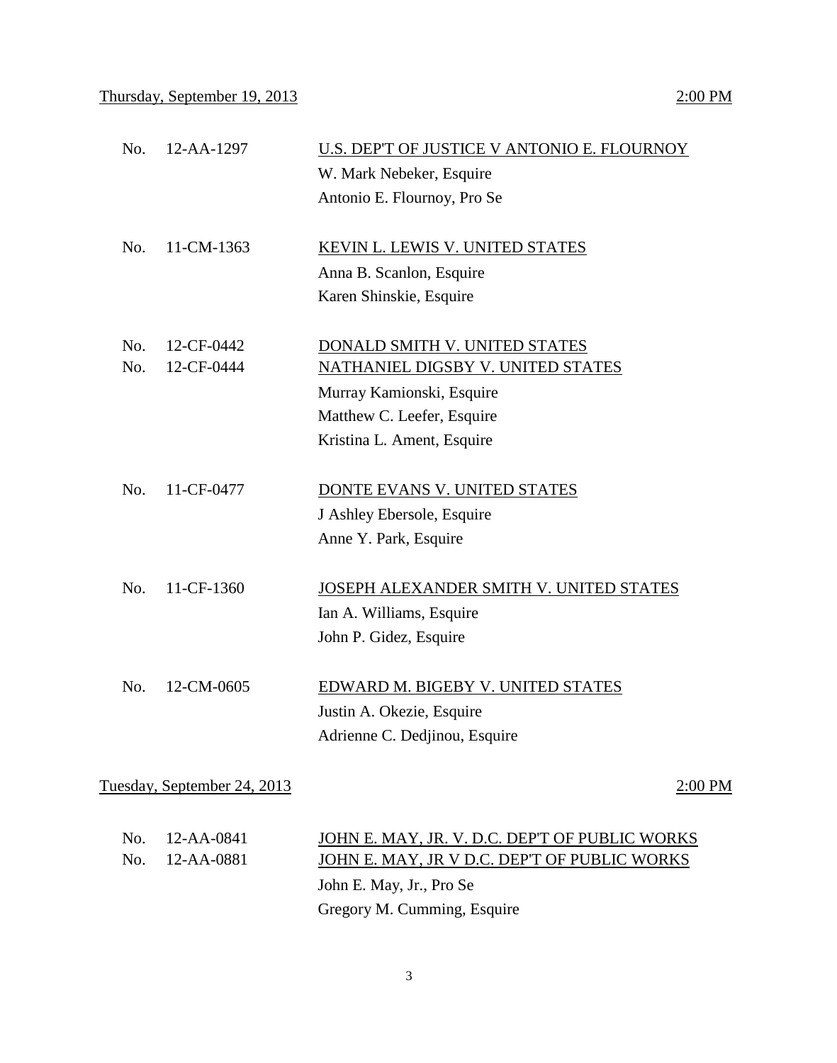Thursday, September 19, 2013 2:00 PM

| | | |
|---|---|---|
| No. | 12-AA-1297 | U.S. DEP'T OF JUSTICE V ANTONIO E. FLOURNOY |
| | | W. Mark Nebeker, Esquire |
| | | Antonio E. Flournoy, Pro Se |
| No. | 11-CM-1363 | KEVIN L. LEWIS V. UNITED STATES |
| | | Anna B. Scanlon, Esquire |
| | | Karen Shinskie, Esquire |
| No. | 12-CF-0442 | DONALD SMITH V. UNITED STATES |
| No. | 12-CF-0444 | NATHANIEL DIGSBY V. UNITED STATES |
| | | Murray Kamionski, Esquire |
| | | Matthew C. Leefer, Esquire |
| | | Kristina L. Ament, Esquire |
| No. | 11-CF-0477 | DONTE EVANS V. UNITED STATES |
| | | J Ashley Ebersole, Esquire |
| | | Anne Y. Park, Esquire |
| No. | 11-CF-1360 | JOSEPH ALEXANDER SMITH V. UNITED STATES |
| | | Ian A. Williams, Esquire |
| | | John P. Gidez, Esquire |
| No. | 12-CM-0605 | EDWARD M. BIGEBY V. UNITED STATES |
| | | Justin A. Okezie, Esquire |
| | | Adrienne C. Dedjinou, Esquire |

Tuesday, September 24, 2013 2:00 PM

| | | |
|---|---|---|
| No. | 12-AA-0841 | JOHN E. MAY, JR. V. D.C. DEP'T OF PUBLIC WORKS |
| No. | 12-AA-0881 | JOHN E. MAY, JR V D.C. DEP'T OF PUBLIC WORKS |
| | | John E. May, Jr., Pro Se |
| | | Gregory M. Cumming, Esquire |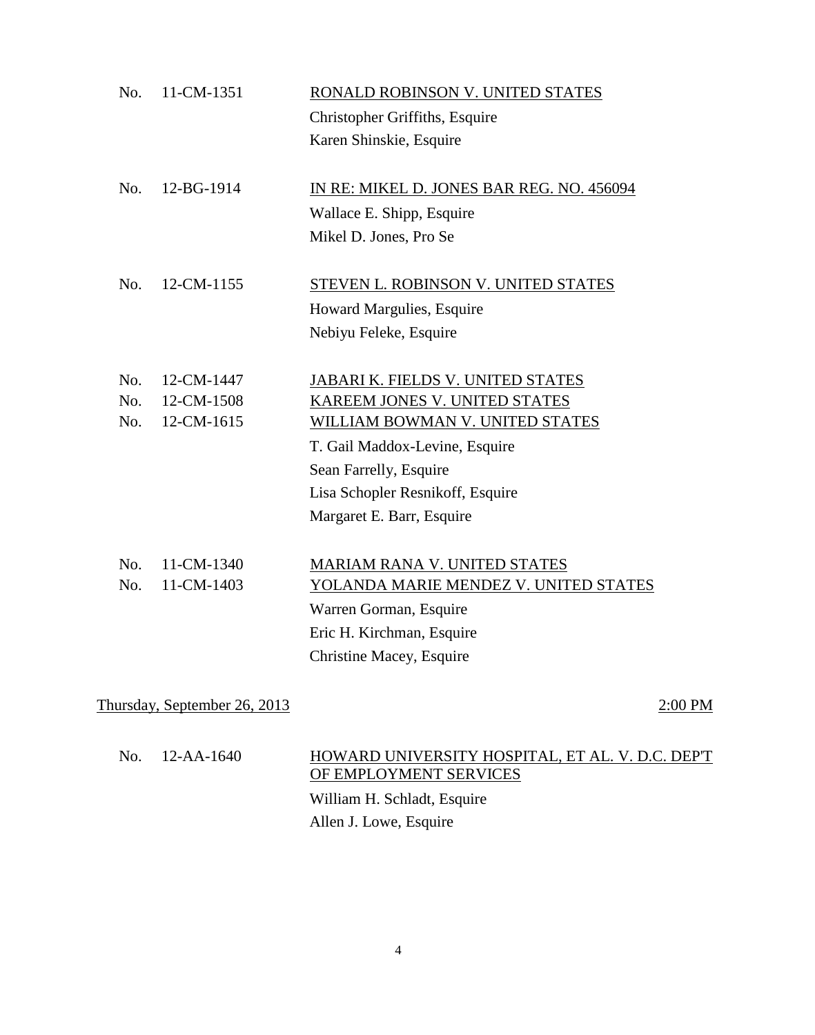No. 11-CM-1351 RONALD ROBINSON V. UNITED STATES

Christopher Griffiths, Esquire
Karen Shinskie, Esquire

No. 12-BG-1914 IN RE: MIKEL D. JONES BAR REG. NO. 456094

Wallace E. Shipp, Esquire
Mikel D. Jones, Pro Se

No. 12-CM-1155 STEVEN L. ROBINSON V. UNITED STATES

Howard Margulies, Esquire
Nebiyu Feleke, Esquire

No. 12-CM-1447 JABARI K. FIELDS V. UNITED STATES
No. 12-CM-1508 KAREEM JONES V. UNITED STATES
No. 12-CM-1615 WILLIAM BOWMAN V. UNITED STATES

T. Gail Maddox-Levine, Esquire
Sean Farrelly, Esquire
Lisa Schopler Resnikoff, Esquire
Margaret E. Barr, Esquire

No. 11-CM-1340 MARIAM RANA V. UNITED STATES
No. 11-CM-1403 YOLANDA MARIE MENDEZ V. UNITED STATES

Warren Gorman, Esquire
Eric H. Kirchman, Esquire
Christine Macey, Esquire

Thursday, September 26, 2013 2:00 PM

No. 12-AA-1640 HOWARD UNIVERSITY HOSPITAL, ET AL. V. D.C. DEP'T OF EMPLOYMENT SERVICES

William H. Schladt, Esquire
Allen J. Lowe, Esquire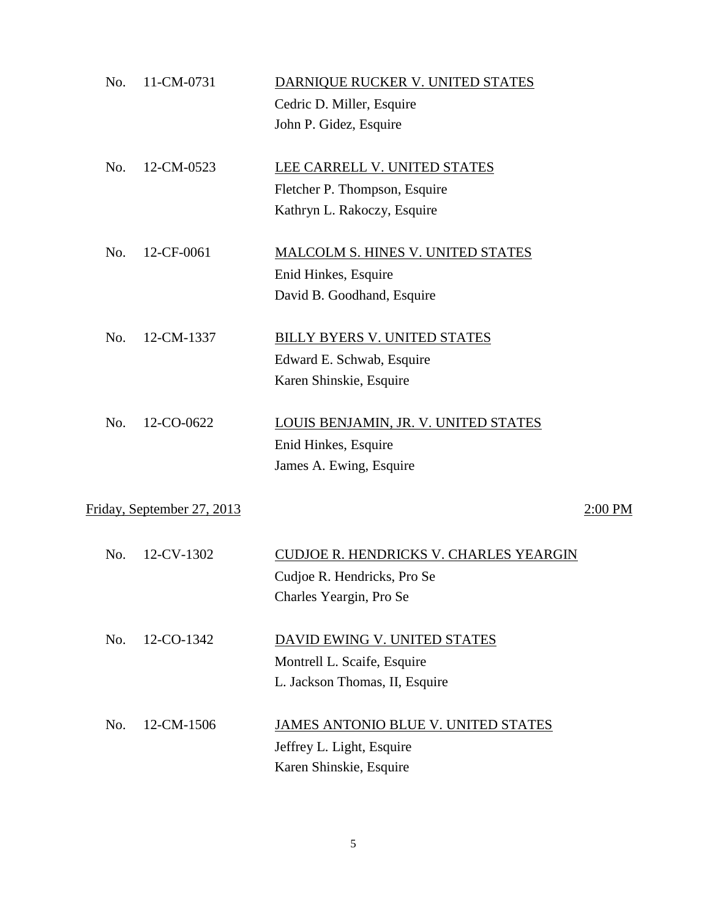No. 11-CM-0731 <u>DARNIQUE RUCKER V. UNITED STATES</u>
Cedric D. Miller, Esquire
John P. Gidez, Esquire

No. 12-CM-0523 <u>LEE CARRELL V. UNITED STATES</u>
Fletcher P. Thompson, Esquire
Kathryn L. Rakoczy, Esquire

No. 12-CF-0061 <u>MALCOLM S. HINES V. UNITED STATES</u>
Enid Hinkes, Esquire
David B. Goodhand, Esquire

No. 12-CM-1337 <u>BILLY BYERS V. UNITED STATES</u>
Edward E. Schwab, Esquire
Karen Shinskie, Esquire

No. 12-CO-0622 <u>LOUIS BENJAMIN, JR. V. UNITED STATES</u>
Enid Hinkes, Esquire
James A. Ewing, Esquire

<u>Friday, September 27, 2013</u> <u>2:00 PM</u>

No. 12-CV-1302 <u>CUDJOE R. HENDRICKS V. CHARLES YEARGIN</u>
Cudjoe R. Hendricks, Pro Se
Charles Yeargin, Pro Se

No. 12-CO-1342 <u>DAVID EWING V. UNITED STATES</u>
Montrell L. Scaife, Esquire
L. Jackson Thomas, II, Esquire

No. 12-CM-1506 <u>JAMES ANTONIO BLUE V. UNITED STATES</u>
Jeffrey L. Light, Esquire
Karen Shinskie, Esquire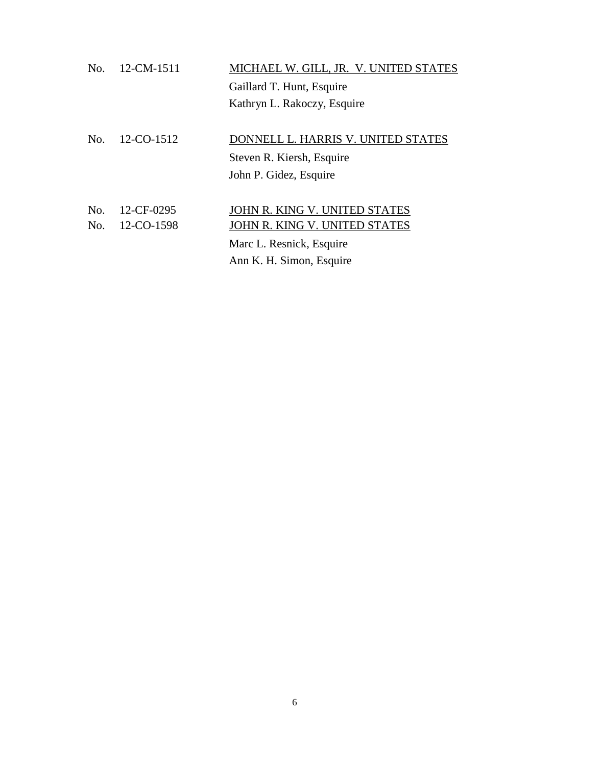No. 12-CM-1511 <u>MICHAEL W. GILL, JR. V. UNITED STATES</u>
Gaillard T. Hunt, Esquire
Kathryn L. Rakoczy, Esquire

No. 12-CO-1512 <u>DONNELL L. HARRIS V. UNITED STATES</u>
Steven R. Kiersh, Esquire
John P. Gidez, Esquire

No. 12-CF-0295 <u>JOHN R. KING V. UNITED STATES</u>
No. 12-CO-1598 <u>JOHN R. KING V. UNITED STATES</u>
Marc L. Resnick, Esquire
Ann K. H. Simon, Esquire